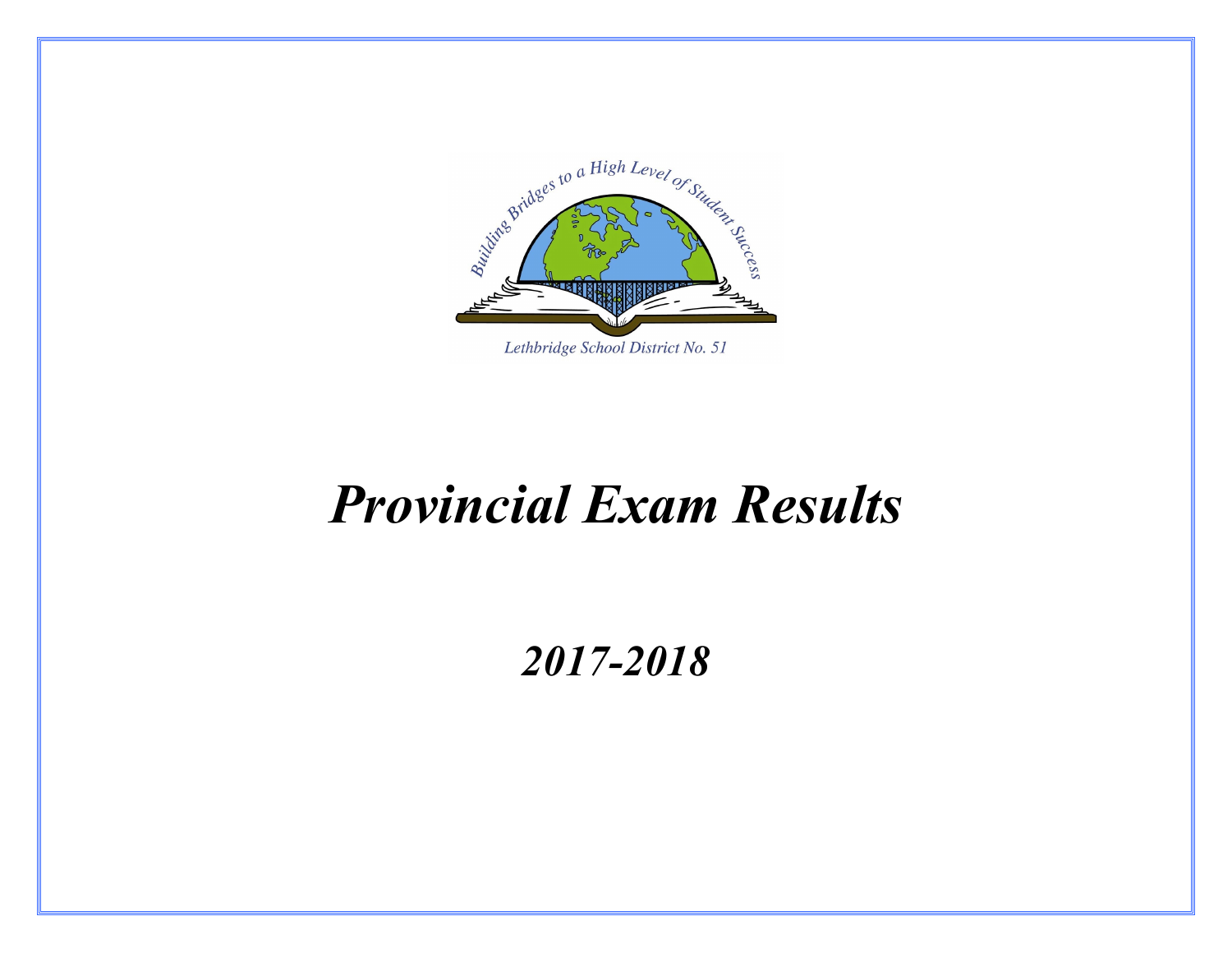Building Bridges to a High Level of Student Success

Lethbridge School District No. 51

# *Provincial Exam Results*

## *2017-2018*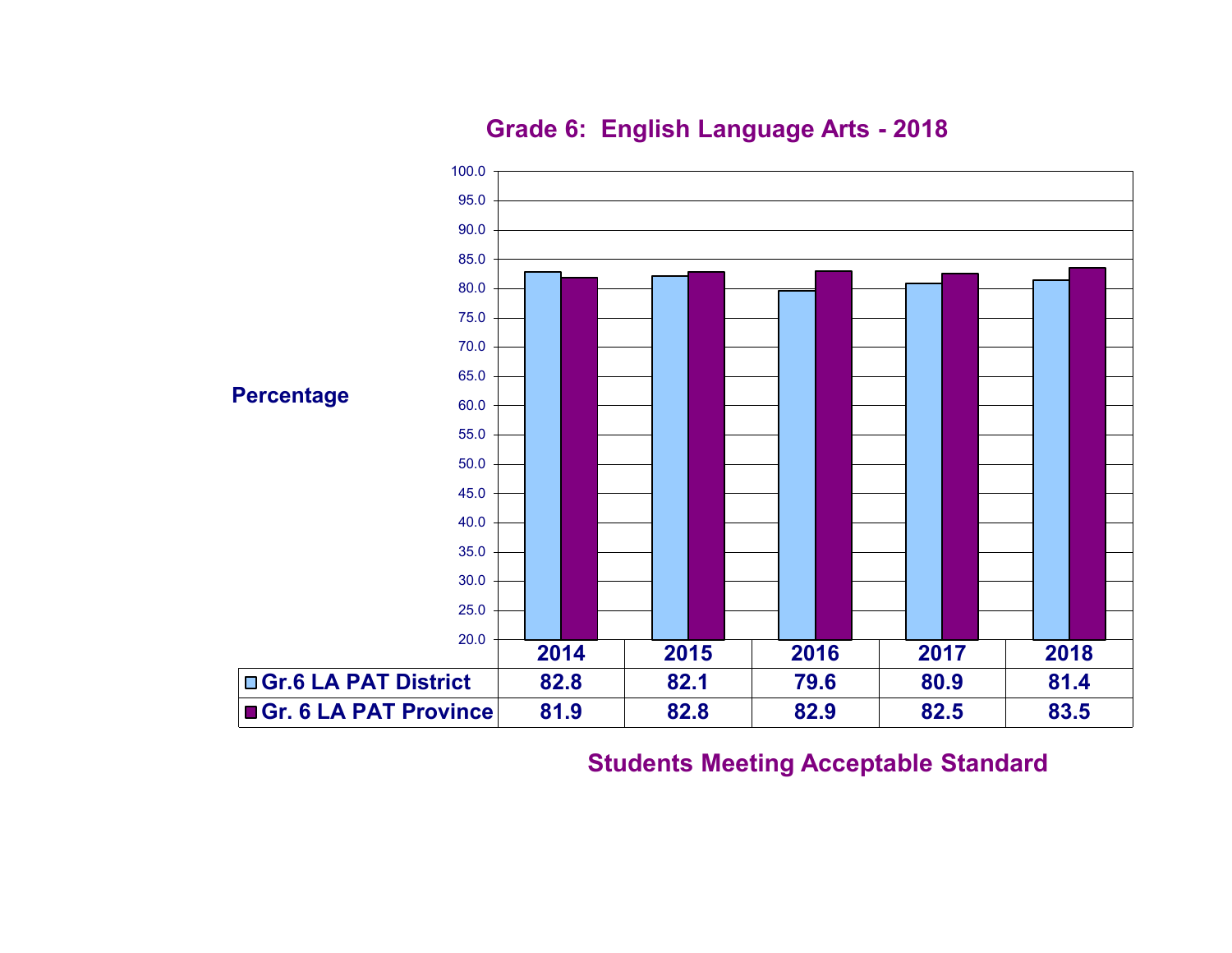## Grade 6: English Language Arts - 2018

| | 2014 | 2015 | 2016 | 2017 | 2018 |
|---|---|---|---|---|---|
| Gr.6 LA PAT District | 82.8 | 82.1 | 79.6 | 80.9 | 81.4 |
| Gr. 6 LA PAT Province | 81.9 | 82.8 | 82.9 | 82.5 | 83.5 |

Percentage

Students Meeting Acceptable Standard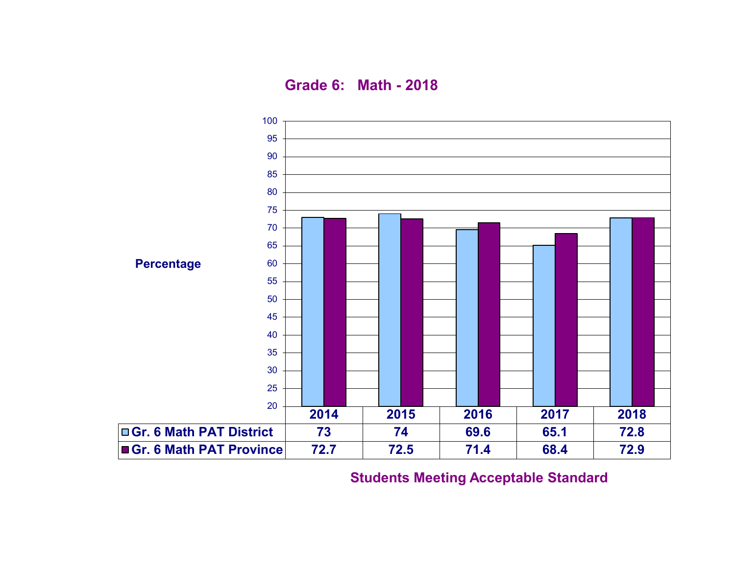## Grade 6: Math - 2018

| | 2014 | 2015 | 2016 | 2017 | 2018 |
|---|---|---|---|---|---|
| Gr. 6 Math PAT District | 73 | 74 | 69.6 | 65.1 | 72.8 |
| Gr. 6 Math PAT Province | 72.7 | 72.5 | 71.4 | 68.4 | 72.9 |

Percentage

Students Meeting Acceptable Standard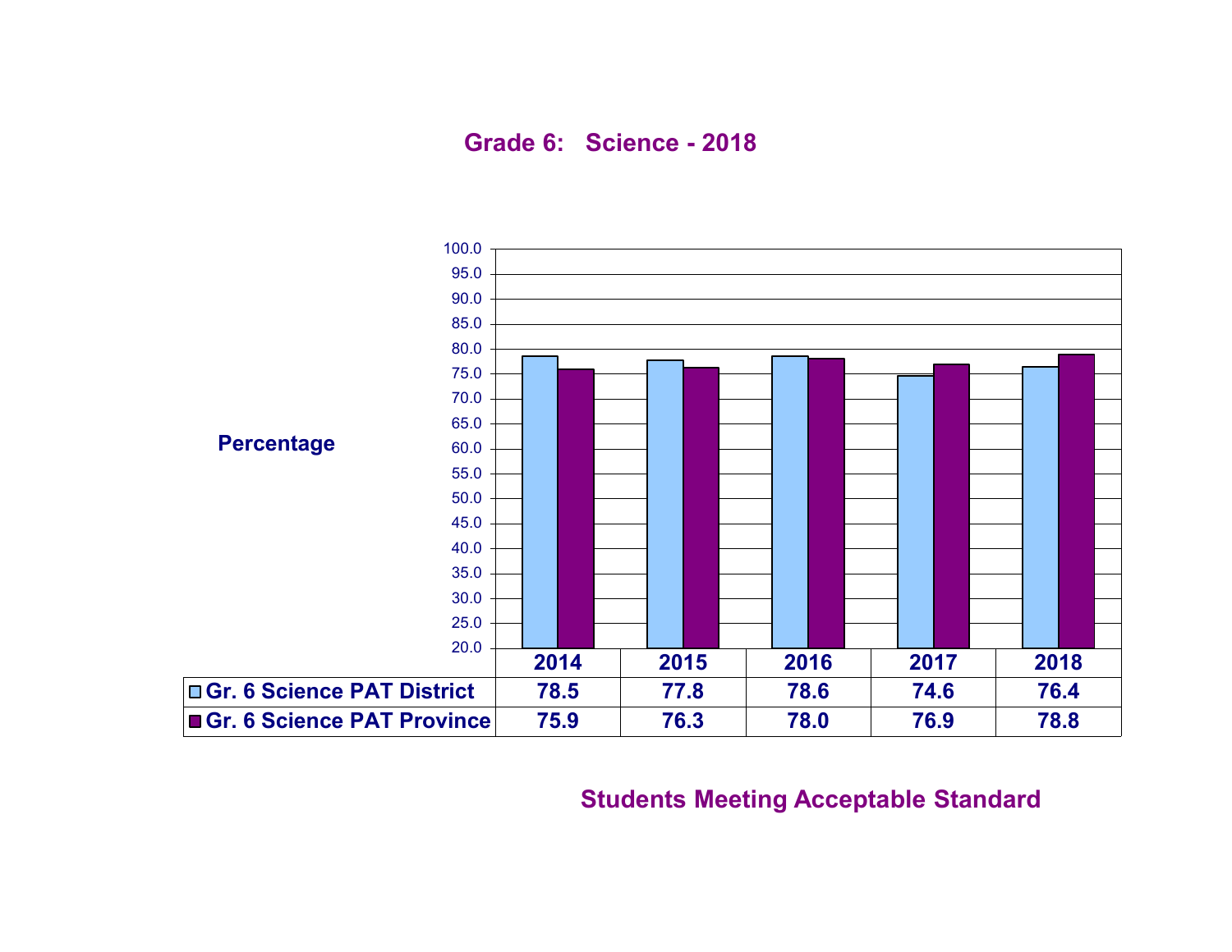## Grade 6: Science - 2018

Percentage

| | 2014 | 2015 | 2016 | 2017 | 2018 |
|---|---|---|---|---|---|
| Gr. 6 Science PAT District | 78.5 | 77.8 | 78.6 | 74.6 | 76.4 |
| Gr. 6 Science PAT Province | 75.9 | 76.3 | 78.0 | 76.9 | 78.8 |

Students Meeting Acceptable Standard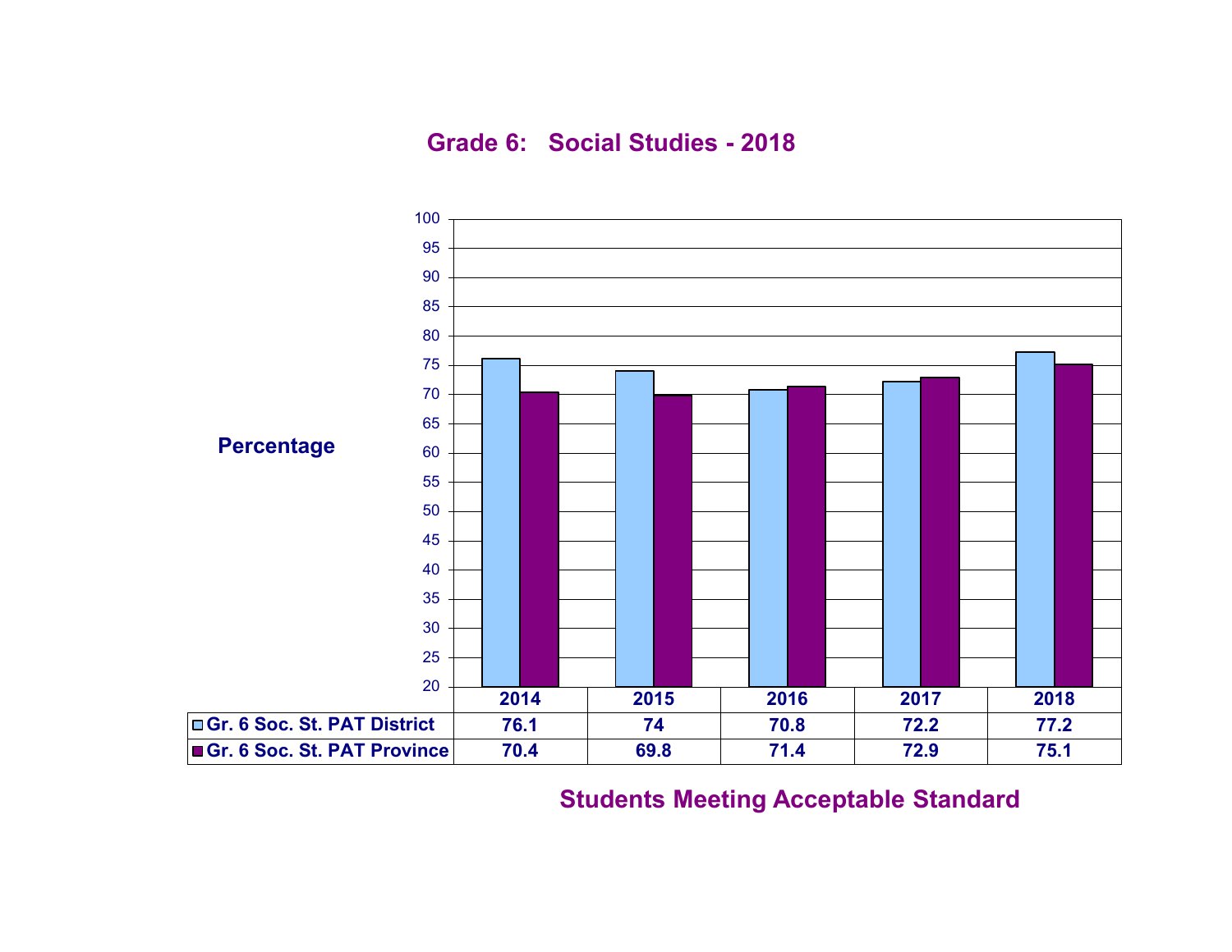## Grade 6: Social Studies - 2018

Percentage

| | 2014 | 2015 | 2016 | 2017 | 2018 |
|---|---|---|---|---|---|
| Gr. 6 Soc. St. PAT District | 76.1 | 74 | 70.8 | 72.2 | 77.2 |
| Gr. 6 Soc. St. PAT Province | 70.4 | 69.8 | 71.4 | 72.9 | 75.1 |

Students Meeting Acceptable Standard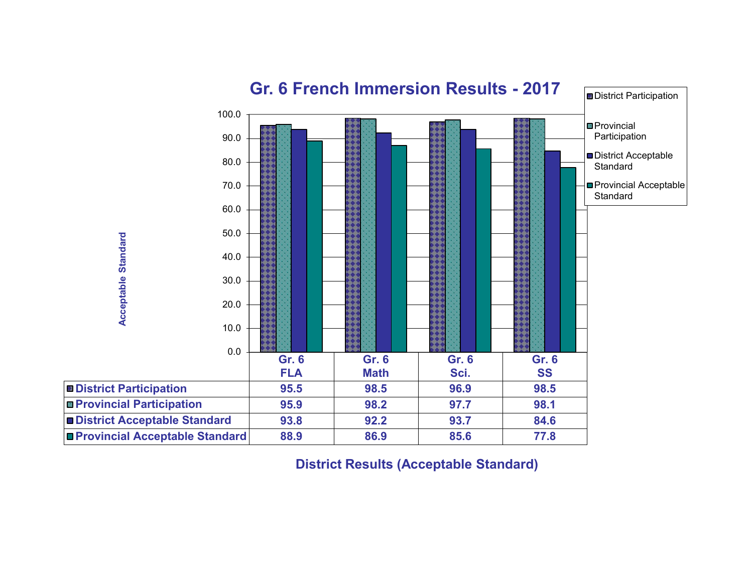# Gr. 6 French Immersion Results - 2017

| | Gr. 6 FLA | Gr. 6 Math | Gr. 6 Sci. | Gr. 6 SS |
|---|---|---|---|---|
| District Participation | 95.5 | 98.5 | 96.9 | 98.5 |
| Provincial Participation | 95.9 | 98.2 | 97.7 | 98.1 |
| District Acceptable Standard | 93.8 | 92.2 | 93.7 | 84.6 |
| Provincial Acceptable Standard | 88.9 | 86.9 | 85.6 | 77.8 |

Acceptable Standard

District Results (Acceptable Standard)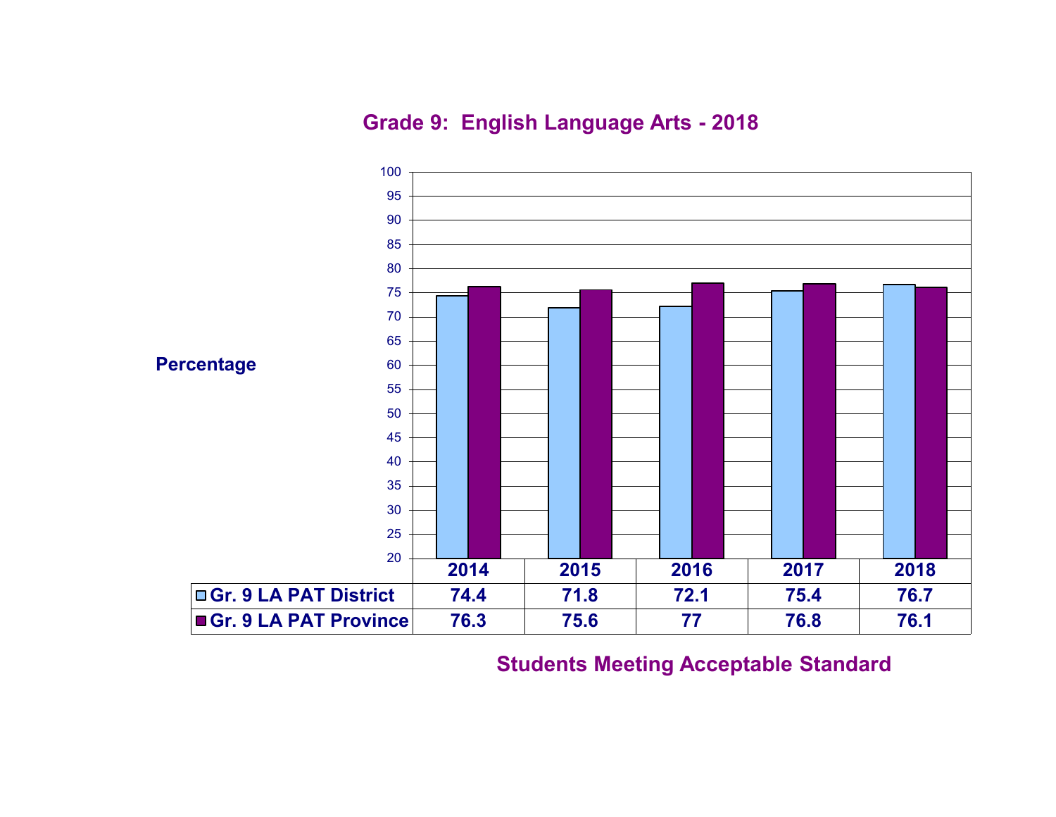## Grade 9: English Language Arts - 2018

Percentage

| | 2014 | 2015 | 2016 | 2017 | 2018 |
|---|---|---|---|---|---|
| Gr. 9 LA PAT District | 74.4 | 71.8 | 72.1 | 75.4 | 76.7 |
| Gr. 9 LA PAT Province | 76.3 | 75.6 | 77 | 76.8 | 76.1 |

Students Meeting Acceptable Standard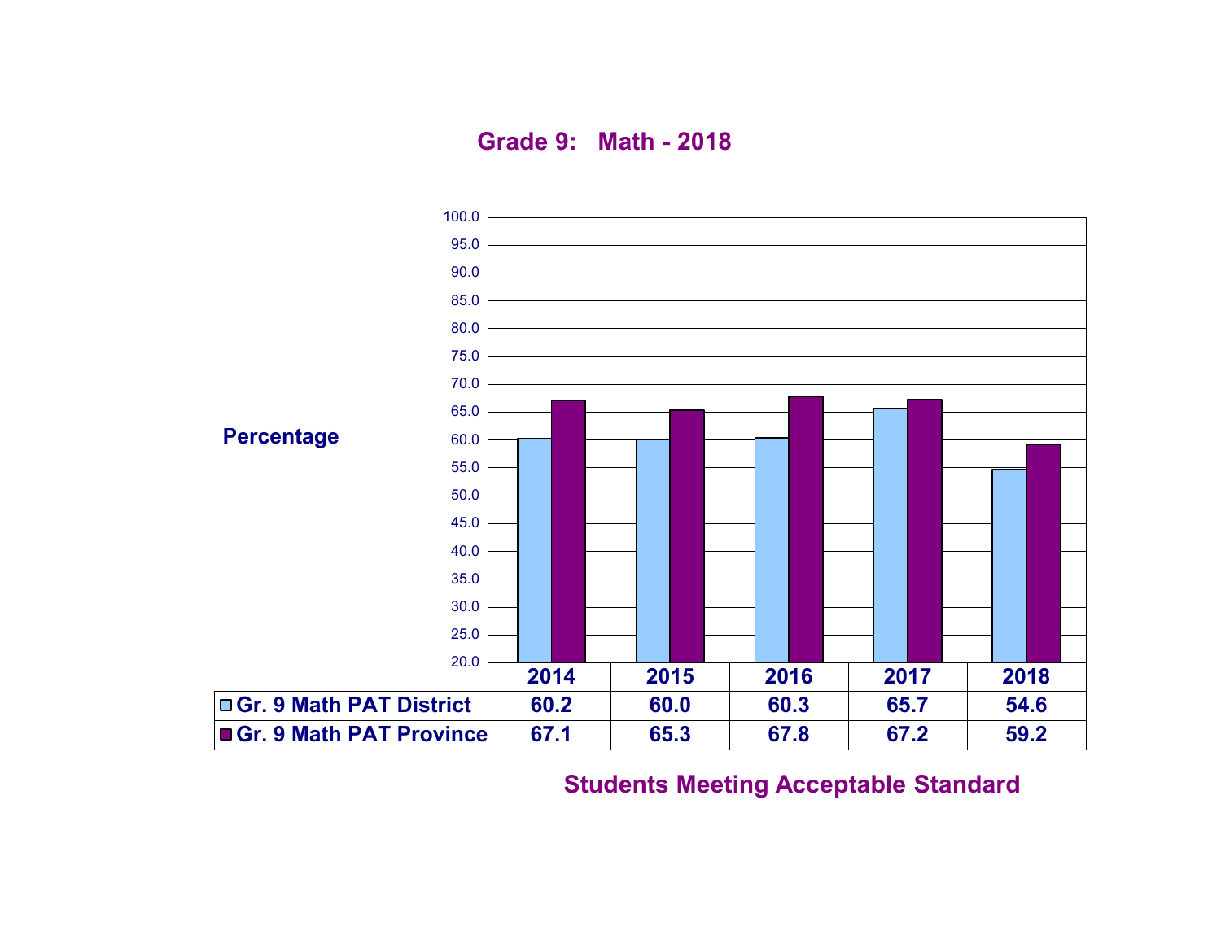## Grade 9: Math - 2018

Percentage

| | 2014 | 2015 | 2016 | 2017 | 2018 |
|---|---|---|---|---|---|
| Gr. 9 Math PAT District | 60.2 | 60.0 | 60.3 | 65.7 | 54.6 |
| Gr. 9 Math PAT Province | 67.1 | 65.3 | 67.8 | 67.2 | 59.2 |

**Students Meeting Acceptable Standard**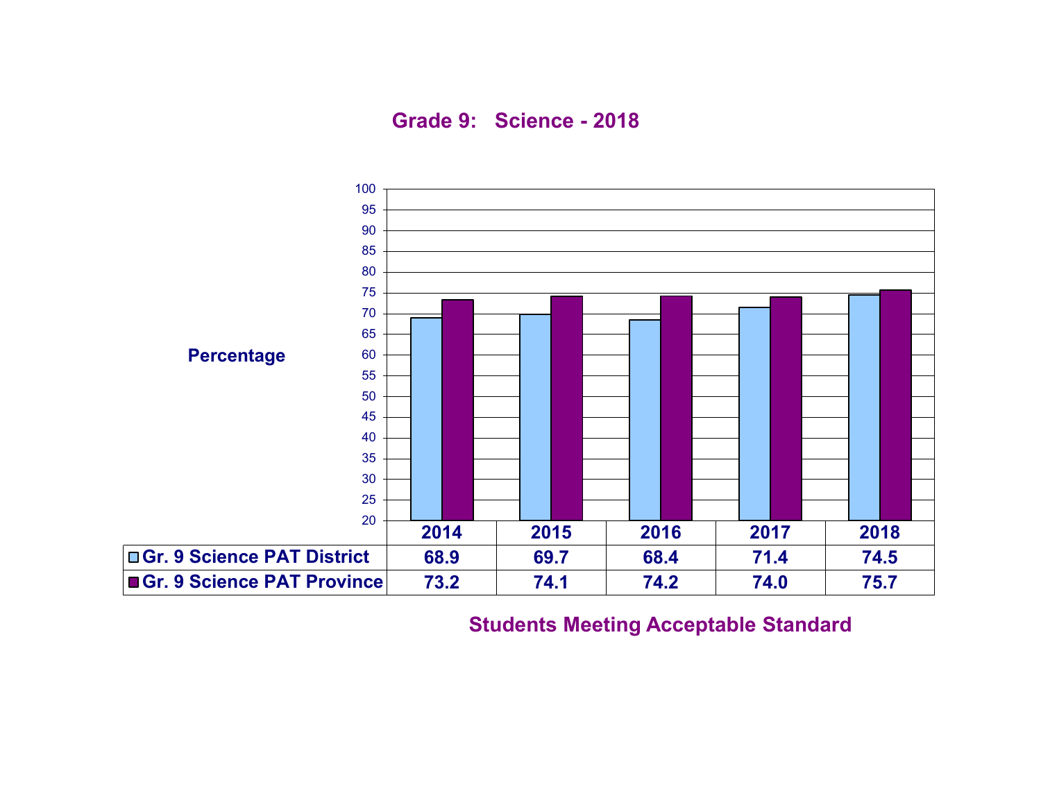## Grade 9: Science - 2018

Percentage

| | 2014 | 2015 | 2016 | 2017 | 2018 |
|---|---|---|---|---|---|
| Gr. 9 Science PAT District | 68.9 | 69.7 | 68.4 | 71.4 | 74.5 |
| Gr. 9 Science PAT Province | 73.2 | 74.1 | 74.2 | 74.0 | 75.7 |

Students Meeting Acceptable Standard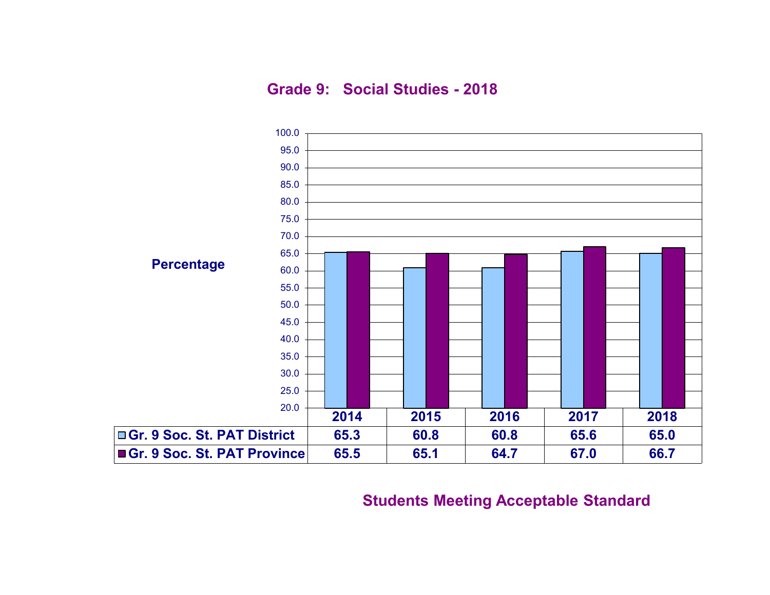## Grade 9: Social Studies - 2018

Percentage

| | 2014 | 2015 | 2016 | 2017 | 2018 |
|---|---|---|---|---|---|
| Gr. 9 Soc. St. PAT District | 65.3 | 60.8 | 60.8 | 65.6 | 65.0 |
| Gr. 9 Soc. St. PAT Province | 65.5 | 65.1 | 64.7 | 67.0 | 66.7 |

**Students Meeting Acceptable Standard**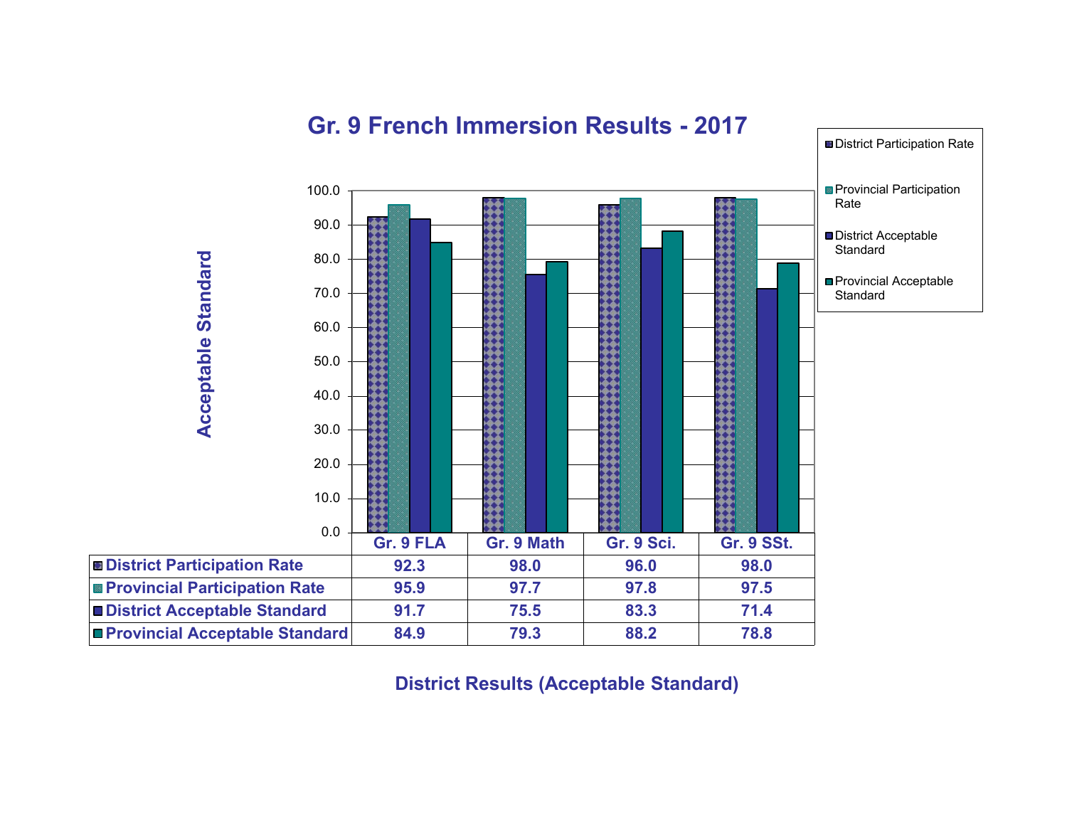## Gr. 9 French Immersion Results - 2017

| | Gr. 9 FLA | Gr. 9 Math | Gr. 9 Sci. | Gr. 9 SSt. |
|---|---|---|---|---|
| District Participation Rate | 92.3 | 98.0 | 96.0 | 98.0 |
| Provincial Participation Rate | 95.9 | 97.7 | 97.8 | 97.5 |
| District Acceptable Standard | 91.7 | 75.5 | 83.3 | 71.4 |
| Provincial Acceptable Standard | 84.9 | 79.3 | 88.2 | 78.8 |

District Results (Acceptable Standard)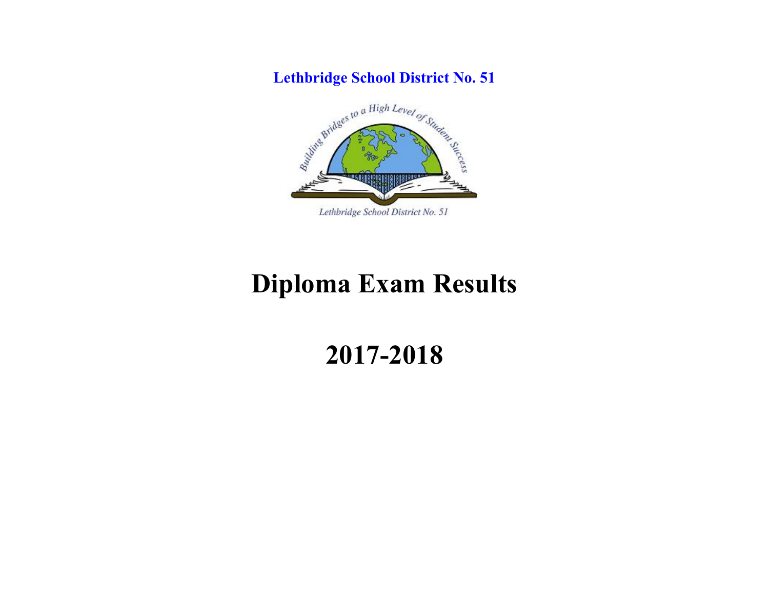**Lethbridge School District No. 51**

# Diploma Exam Results

# 2017-2018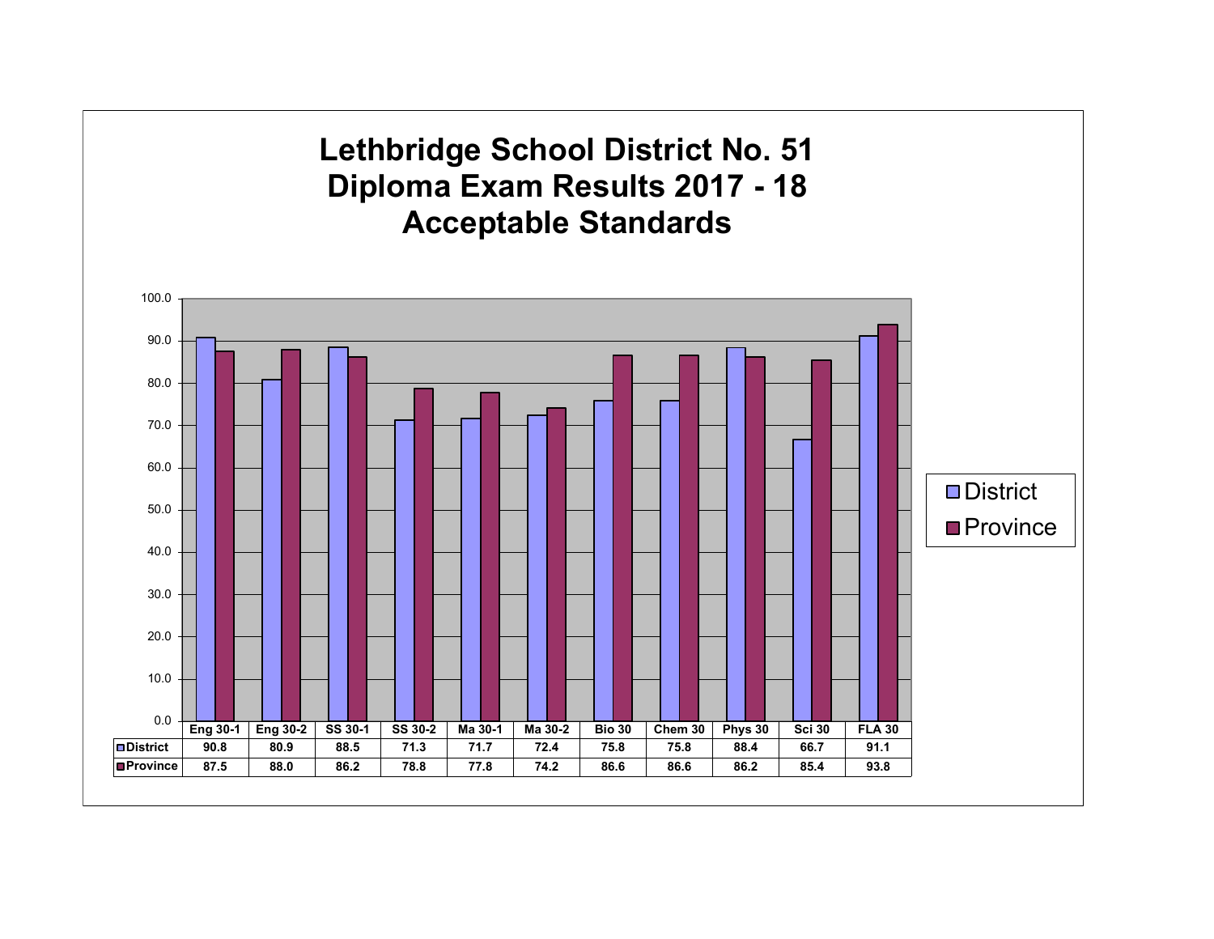# Lethbridge School District No. 51
# Diploma Exam Results 2017 - 18
# Acceptable Standards

100.0
90.0
80.0
70.0
60.0
50.0
40.0
30.0
20.0
10.0
0.0

District
Province

| | Eng 30-1 | Eng 30-2 | SS 30-1 | SS 30-2 | Ma 30-1 | Ma 30-2 | Bio 30 | Chem 30 | Phys 30 | Sci 30 | FLA 30 |
|---|---|---|---|---|---|---|---|---|---|---|---|
| District | 90.8 | 80.9 | 88.5 | 71.3 | 71.7 | 72.4 | 75.8 | 75.8 | 88.4 | 66.7 | 91.1 |
| Province | 87.5 | 88.0 | 86.2 | 78.8 | 77.8 | 74.2 | 86.6 | 86.6 | 86.2 | 85.4 | 93.8 |